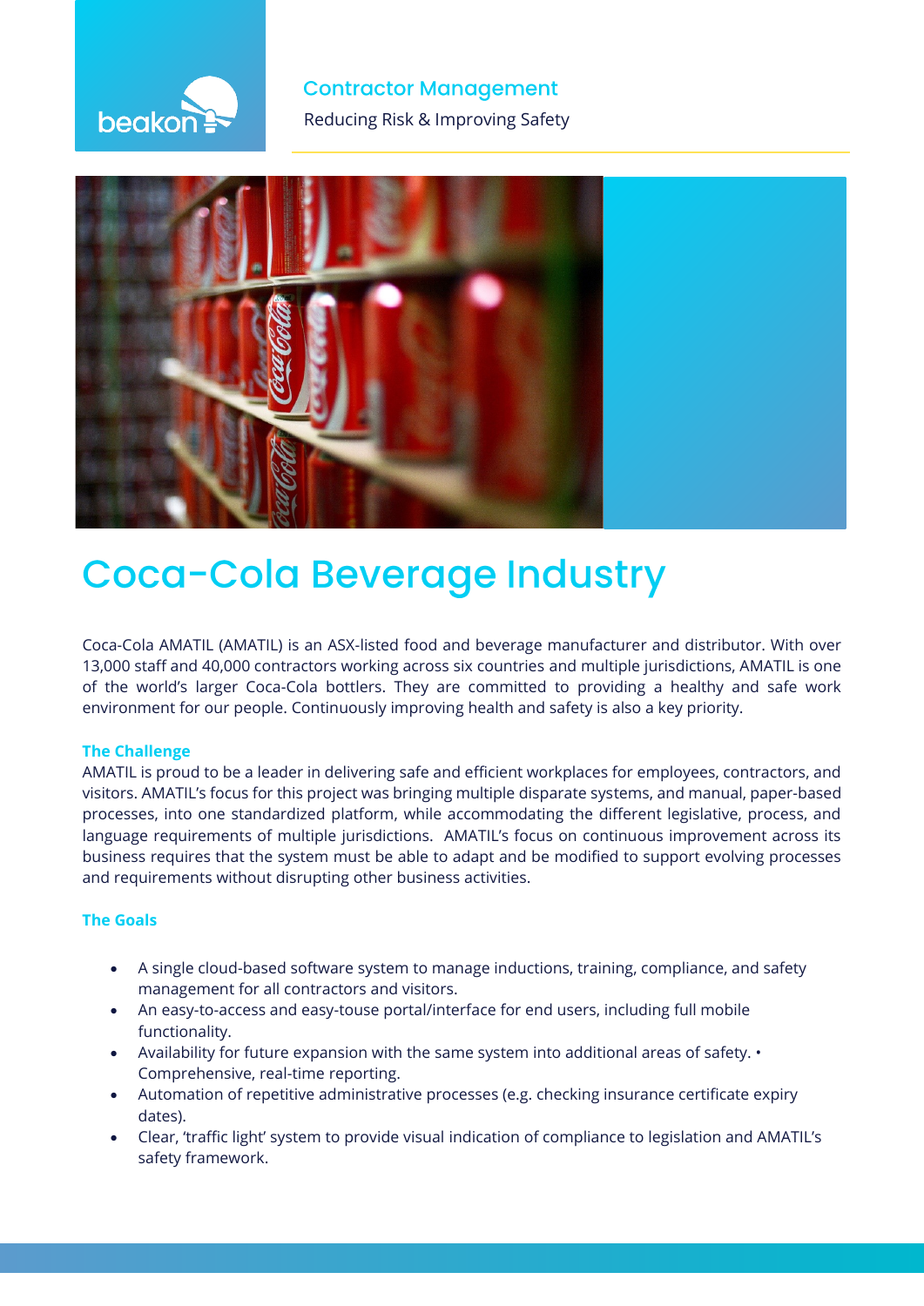beakon

Contractor Management

Reducing Risk & Improving Safety

# Coca-Cola Beverage Industry

Coca-Cola AMATIL (AMATIL) is an ASX-listed food and beverage manufacturer and distributor. With over 13,000 staff and 40,000 contractors working across six countries and multiple jurisdictions, AMATIL is one of the world's larger Coca-Cola bottlers. They are committed to providing a healthy and safe work environment for our people. Continuously improving health and safety is also a key priority.

### The Challenge

AMATIL is proud to be a leader in delivering safe and efficient workplaces for employees, contractors, and visitors. AMATIL's focus for this project was bringing multiple disparate systems, and manual, paper-based processes, into one standardized platform, while accommodating the different legislative, process, and language requirements of multiple jurisdictions. AMATIL's focus on continuous improvement across its business requires that the system must be able to adapt and be modified to support evolving processes and requirements without disrupting other business activities.

### The Goals

- A single cloud-based software system to manage inductions, training, compliance, and safety management for all contractors and visitors.
- An easy-to-access and easy-touse portal/interface for end users, including full mobile functionality.
- Availability for future expansion with the same system into additional areas of safety. • Comprehensive, real-time reporting.
- Automation of repetitive administrative processes (e.g. checking insurance certificate expiry dates).
- Clear, 'traffic light' system to provide visual indication of compliance to legislation and AMATIL's safety framework.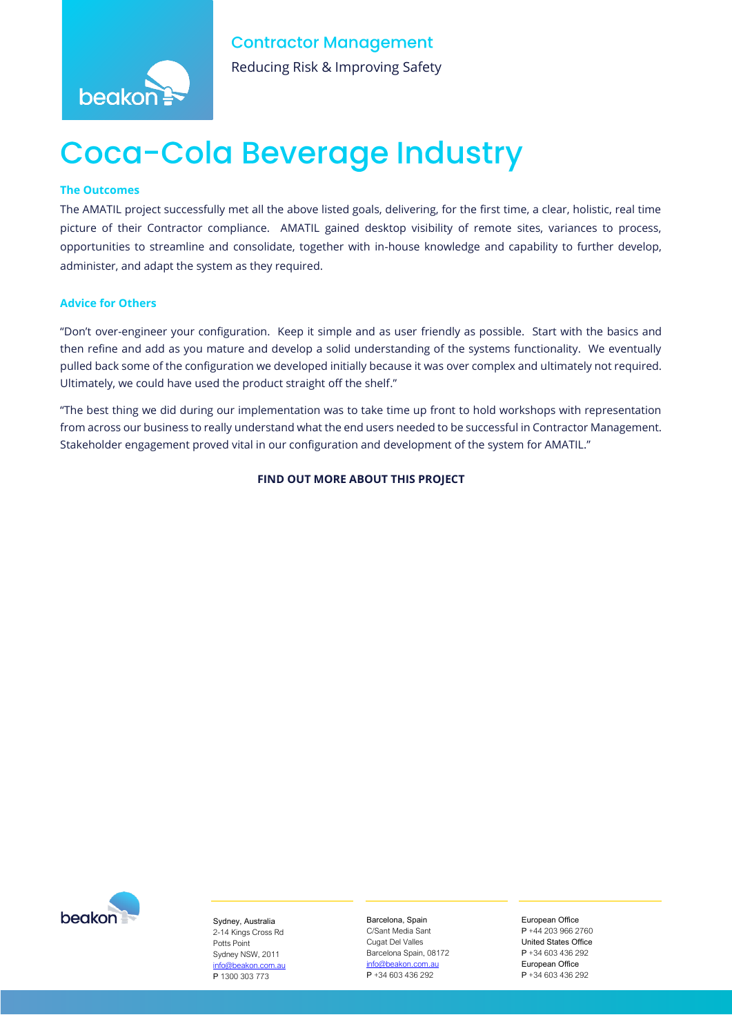# Coca-Cola Beverage Industry

### The Outcomes

The AMATIL project successfully met all the above listed goals, delivering, for the first time, a clear, holistic, real time picture of their Contractor compliance. AMATIL gained desktop visibility of remote sites, variances to process, opportunities to streamline and consolidate, together with in-house knowledge and capability to further develop, administer, and adapt the system as they required.

### Advice for Others

"Don't over-engineer your configuration. Keep it simple and as user friendly as possible. Start with the basics and then refine and add as you mature and develop a solid understanding of the systems functionality. We eventually pulled back some of the configuration we developed initially because it was over complex and ultimately not required. Ultimately, we could have used the product straight off the shelf."

"The best thing we did during our implementation was to take time up front to hold workshops with representation from across our business to really understand what the end users needed to be successful in Contractor Management. Stakeholder engagement proved vital in our configuration and development of the system for AMATIL."

**FIND OUT MORE ABOUT THIS PROJECT**

Sydney, Australia
2-14 Kings Cross Rd
Potts Point
Sydney NSW, 2011
info@beakon.com.au
P 1300 303 773

Barcelona, Spain
C/Sant Media Sant
Cugat Del Valles
Barcelona Spain, 08172
info@beakon.com.au
P +34 603 436 292

European Office
P +44 203 966 2760
United States Office
P +34 603 436 292
European Office
P +34 603 436 292